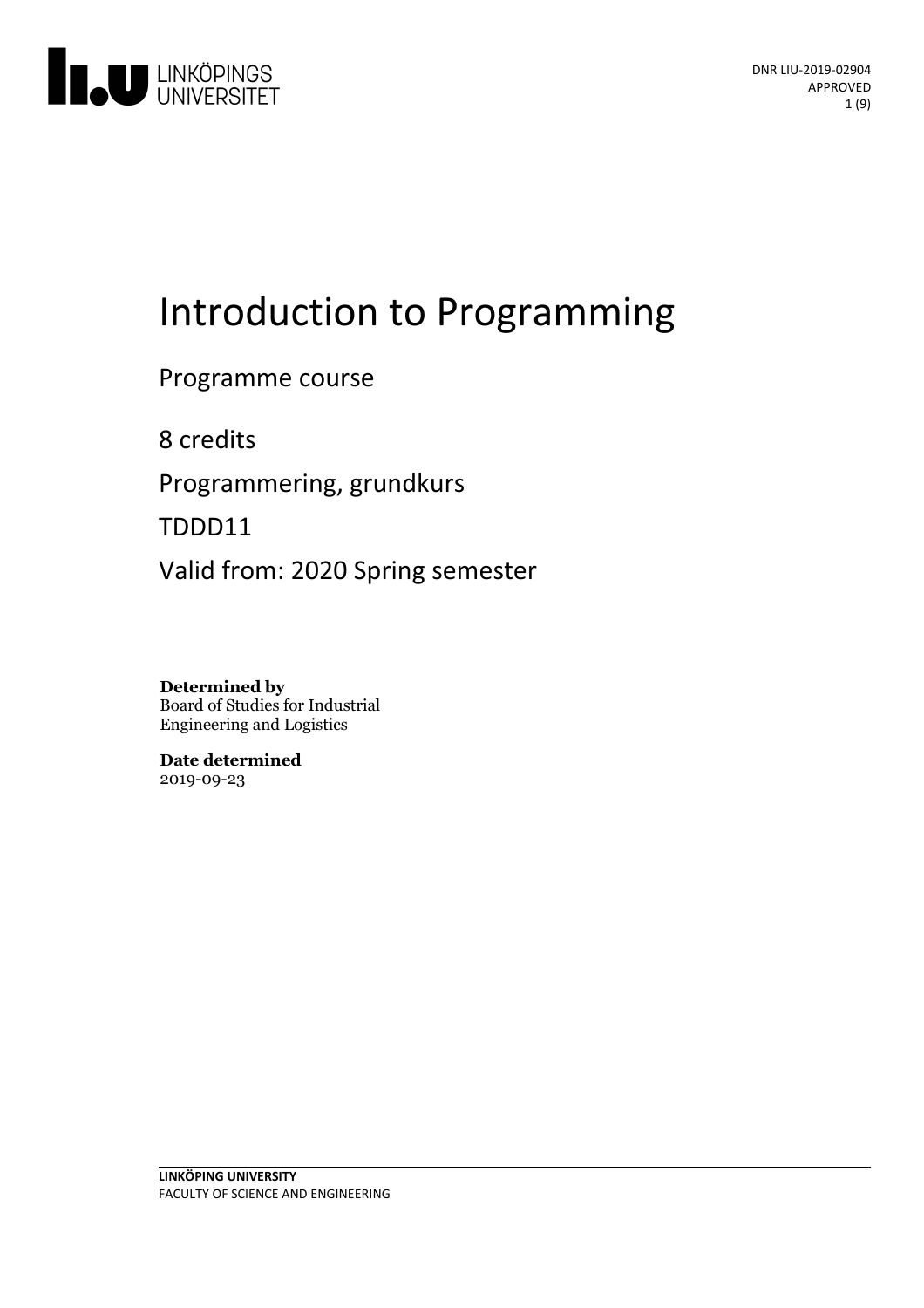DNR LIU-2019-02904
APPROVED

# Introduction to Programming

Programme course

8 credits

Programmering, grundkurs

TDDD11

Valid from: 2020 Spring semester

**Determined by**
Board of Studies for Industrial Engineering and Logistics

**Date determined**
2019-09-23

**LINKÖPING UNIVERSITY**
FACULTY OF SCIENCE AND ENGINEERING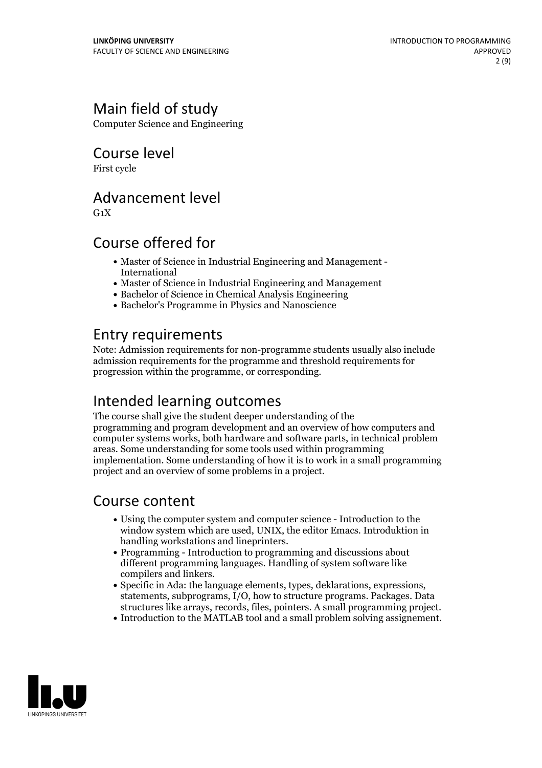## Main field of study

Computer Science and Engineering

## Course level

First cycle

## Advancement level

G1X

## Course offered for

- Master of Science in Industrial Engineering and Management - International
- Master of Science in Industrial Engineering and Management
- Bachelor of Science in Chemical Analysis Engineering
- Bachelor's Programme in Physics and Nanoscience

## Entry requirements

Note: Admission requirements for non-programme students usually also include admission requirements for the programme and threshold requirements for progression within the programme, or corresponding.

## Intended learning outcomes

The course shall give the student deeper understanding of the programming and program development and an overview of how computers and computer systems works, both hardware and software parts, in technical problem areas. Some understanding for some tools used within programming implementation. Some understanding of how it is to work in a small programming project and an overview of some problems in a project.

## Course content

- Using the computer system and computer science - Introduction to the window system which are used, UNIX, the editor Emacs. Introduktion in handling workstations and lineprinters.
- Programming - Introduction to programming and discussions about different programming languages. Handling of system software like compilers and linkers.
- Specific in Ada: the language elements, types, deklarations, expressions, statements, subprograms, I/O, how to structure programs. Packages. Data structures like arrays, records, files, pointers. A small programming project.
- Introduction to the MATLAB tool and a small problem solving assignement.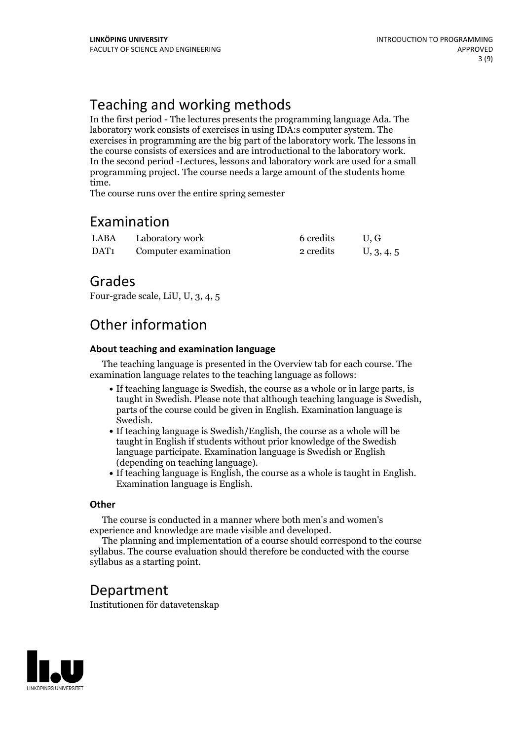## Teaching and working methods

In the first period - The lectures presents the programming language Ada. The laboratory work consists of exercises in using IDA:s computer system. The exercises in programming are the big part of the laboratory work. The lessons in the course consists of exersices and are introductional to the laboratory work. In the second period -Lectures, lessons and laboratory work are used for a small programming project. The course needs a large amount of the students home time.
The course runs over the entire spring semester

## Examination

| | | | |
|---|---|---|---|
| LABA | Laboratory work | 6 credits | U, G |
| DAT1 | Computer examination | 2 credits | U, 3, 4, 5 |

## Grades

Four-grade scale, LiU, U, 3, 4, 5

## Other information

### About teaching and examination language

The teaching language is presented in the Overview tab for each course. The examination language relates to the teaching language as follows:

- If teaching language is Swedish, the course as a whole or in large parts, is taught in Swedish. Please note that although teaching language is Swedish, parts of the course could be given in English. Examination language is Swedish.
- If teaching language is Swedish/English, the course as a whole will be taught in English if students without prior knowledge of the Swedish language participate. Examination language is Swedish or English (depending on teaching language).
- If teaching language is English, the course as a whole is taught in English. Examination language is English.

### Other

The course is conducted in a manner where both men's and women's experience and knowledge are made visible and developed.

The planning and implementation of a course should correspond to the course syllabus. The course evaluation should therefore be conducted with the course syllabus as a starting point.

## Department

Institutionen för datavetenskap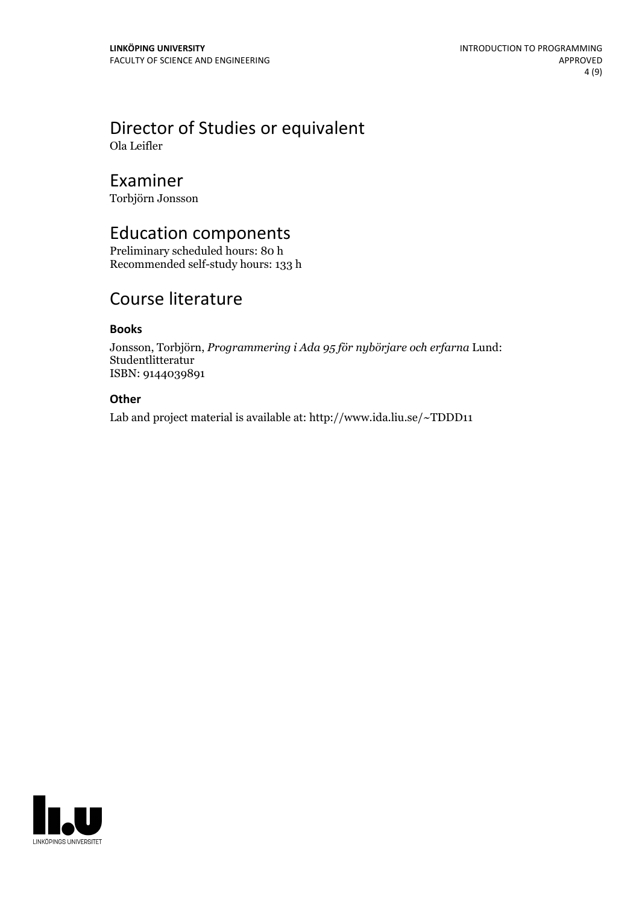# Director of Studies or equivalent

Ola Leifler

# Examiner

Torbjörn Jonsson

# Education components

Preliminary scheduled hours: 80 h
Recommended self-study hours: 133 h

# Course literature

### Books

Jonsson, Torbjörn, *Programmering i Ada 95 för nybörjare och erfarna* Lund: Studentlitteratur
ISBN: 9144039891

### Other

Lab and project material is available at: http://www.ida.liu.se/~TDDD11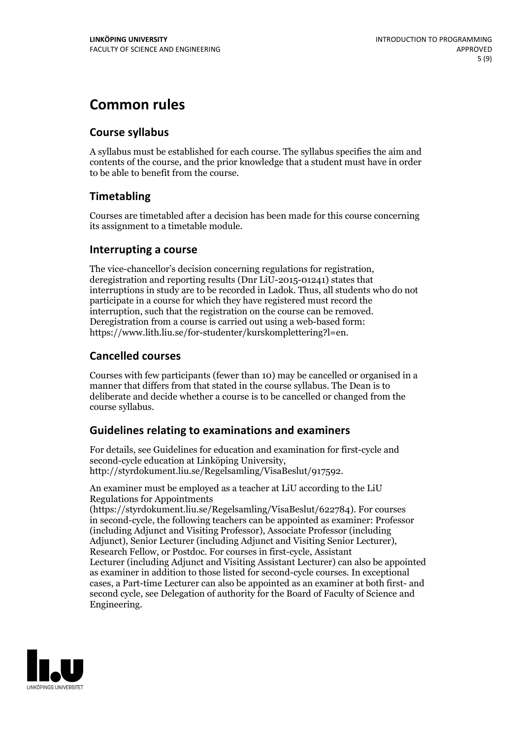# Common rules

## Course syllabus

A syllabus must be established for each course. The syllabus specifies the aim and contents of the course, and the prior knowledge that a student must have in order to be able to benefit from the course.

## Timetabling

Courses are timetabled after a decision has been made for this course concerning its assignment to a timetable module.

## Interrupting a course

The vice-chancellor's decision concerning regulations for registration, deregistration and reporting results (Dnr LiU-2015-01241) states that interruptions in study are to be recorded in Ladok. Thus, all students who do not participate in a course for which they have registered must record the interruption, such that the registration on the course can be removed. Deregistration from a course is carried out using a web-based form: https://www.lith.liu.se/for-studenter/kurskomplettering?l=en.

## Cancelled courses

Courses with few participants (fewer than 10) may be cancelled or organised in a manner that differs from that stated in the course syllabus. The Dean is to deliberate and decide whether a course is to be cancelled or changed from the course syllabus.

## Guidelines relating to examinations and examiners

For details, see Guidelines for education and examination for first-cycle and second-cycle education at Linköping University, http://styrdokument.liu.se/Regelsamling/VisaBeslut/917592.

An examiner must be employed as a teacher at LiU according to the LiU Regulations for Appointments (https://styrdokument.liu.se/Regelsamling/VisaBeslut/622784). For courses in second-cycle, the following teachers can be appointed as examiner: Professor (including Adjunct and Visiting Professor), Associate Professor (including Adjunct), Senior Lecturer (including Adjunct and Visiting Senior Lecturer), Research Fellow, or Postdoc. For courses in first-cycle, Assistant Lecturer (including Adjunct and Visiting Assistant Lecturer) can also be appointed as examiner in addition to those listed for second-cycle courses. In exceptional cases, a Part-time Lecturer can also be appointed as an examiner at both first- and second cycle, see Delegation of authority for the Board of Faculty of Science and Engineering.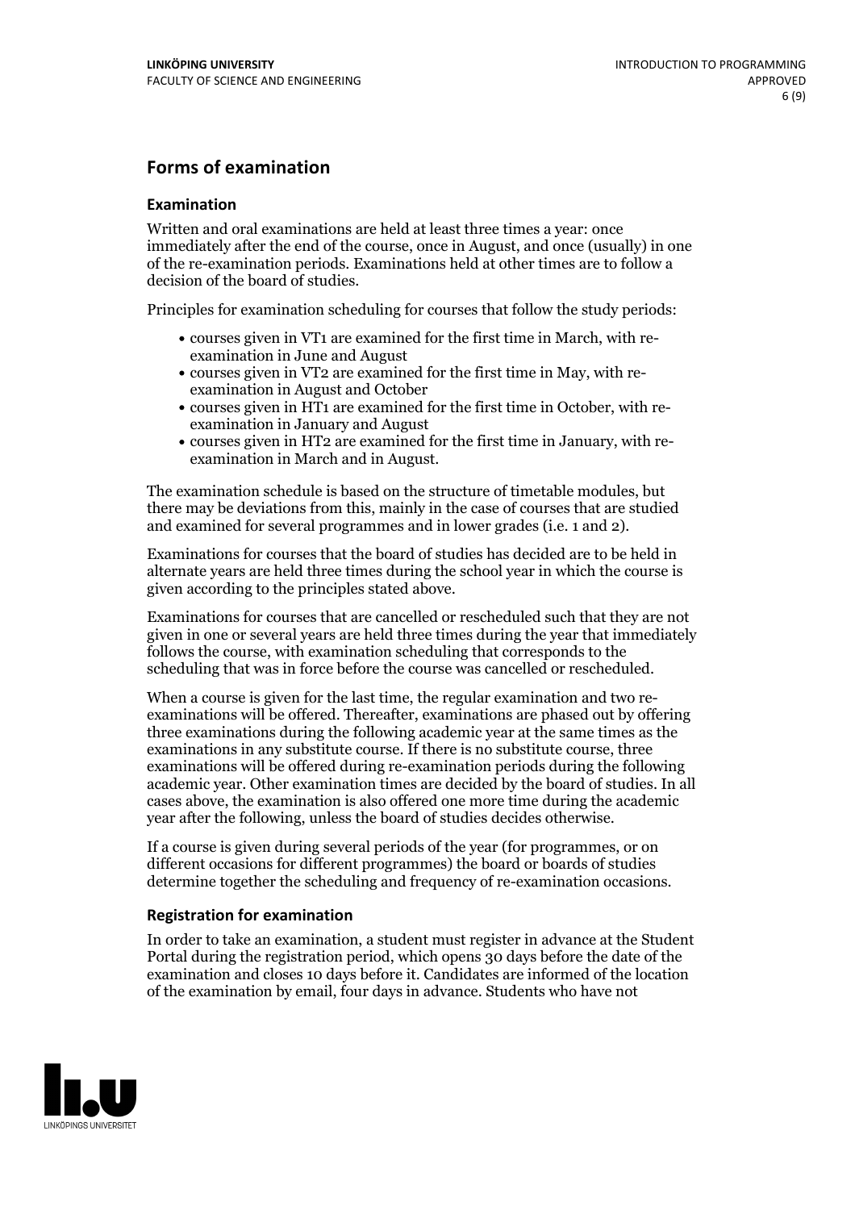## Forms of examination

### Examination

Written and oral examinations are held at least three times a year: once immediately after the end of the course, once in August, and once (usually) in one of the re-examination periods. Examinations held at other times are to follow a decision of the board of studies.

Principles for examination scheduling for courses that follow the study periods:

- courses given in VT1 are examined for the first time in March, with re-examination in June and August
- courses given in VT2 are examined for the first time in May, with re-examination in August and October
- courses given in HT1 are examined for the first time in October, with re-examination in January and August
- courses given in HT2 are examined for the first time in January, with re-examination in March and in August.

The examination schedule is based on the structure of timetable modules, but there may be deviations from this, mainly in the case of courses that are studied and examined for several programmes and in lower grades (i.e. 1 and 2).

Examinations for courses that the board of studies has decided are to be held in alternate years are held three times during the school year in which the course is given according to the principles stated above.

Examinations for courses that are cancelled or rescheduled such that they are not given in one or several years are held three times during the year that immediately follows the course, with examination scheduling that corresponds to the scheduling that was in force before the course was cancelled or rescheduled.

When a course is given for the last time, the regular examination and two re-examinations will be offered. Thereafter, examinations are phased out by offering three examinations during the following academic year at the same times as the examinations in any substitute course. If there is no substitute course, three examinations will be offered during re-examination periods during the following academic year. Other examination times are decided by the board of studies. In all cases above, the examination is also offered one more time during the academic year after the following, unless the board of studies decides otherwise.

If a course is given during several periods of the year (for programmes, or on different occasions for different programmes) the board or boards of studies determine together the scheduling and frequency of re-examination occasions.

### Registration for examination

In order to take an examination, a student must register in advance at the Student Portal during the registration period, which opens 30 days before the date of the examination and closes 10 days before it. Candidates are informed of the location of the examination by email, four days in advance. Students who have not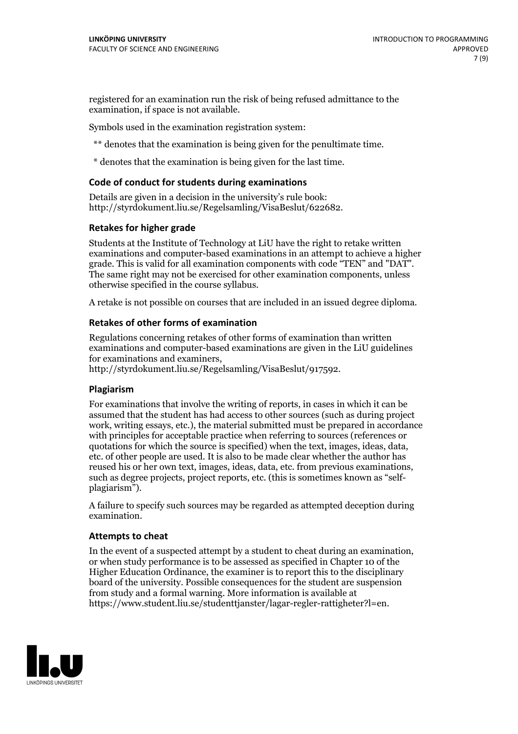registered for an examination run the risk of being refused admittance to the examination, if space is not available.

Symbols used in the examination registration system:

** denotes that the examination is being given for the penultimate time.

* denotes that the examination is being given for the last time.

### Code of conduct for students during examinations

Details are given in a decision in the university's rule book: http://styrdokument.liu.se/Regelsamling/VisaBeslut/622682.

### Retakes for higher grade

Students at the Institute of Technology at LiU have the right to retake written examinations and computer-based examinations in an attempt to achieve a higher grade. This is valid for all examination components with code "TEN" and "DAT". The same right may not be exercised for other examination components, unless otherwise specified in the course syllabus.

A retake is not possible on courses that are included in an issued degree diploma.

### Retakes of other forms of examination

Regulations concerning retakes of other forms of examination than written examinations and computer-based examinations are given in the LiU guidelines for examinations and examiners, http://styrdokument.liu.se/Regelsamling/VisaBeslut/917592.

### Plagiarism

For examinations that involve the writing of reports, in cases in which it can be assumed that the student has had access to other sources (such as during project work, writing essays, etc.), the material submitted must be prepared in accordance with principles for acceptable practice when referring to sources (references or quotations for which the source is specified) when the text, images, ideas, data, etc. of other people are used. It is also to be made clear whether the author has reused his or her own text, images, ideas, data, etc. from previous examinations, such as degree projects, project reports, etc. (this is sometimes known as "self-plagiarism").

A failure to specify such sources may be regarded as attempted deception during examination.

### Attempts to cheat

In the event of a suspected attempt by a student to cheat during an examination, or when study performance is to be assessed as specified in Chapter 10 of the Higher Education Ordinance, the examiner is to report this to the disciplinary board of the university. Possible consequences for the student are suspension from study and a formal warning. More information is available at https://www.student.liu.se/studenttjanster/lagar-regler-rattigheter?l=en.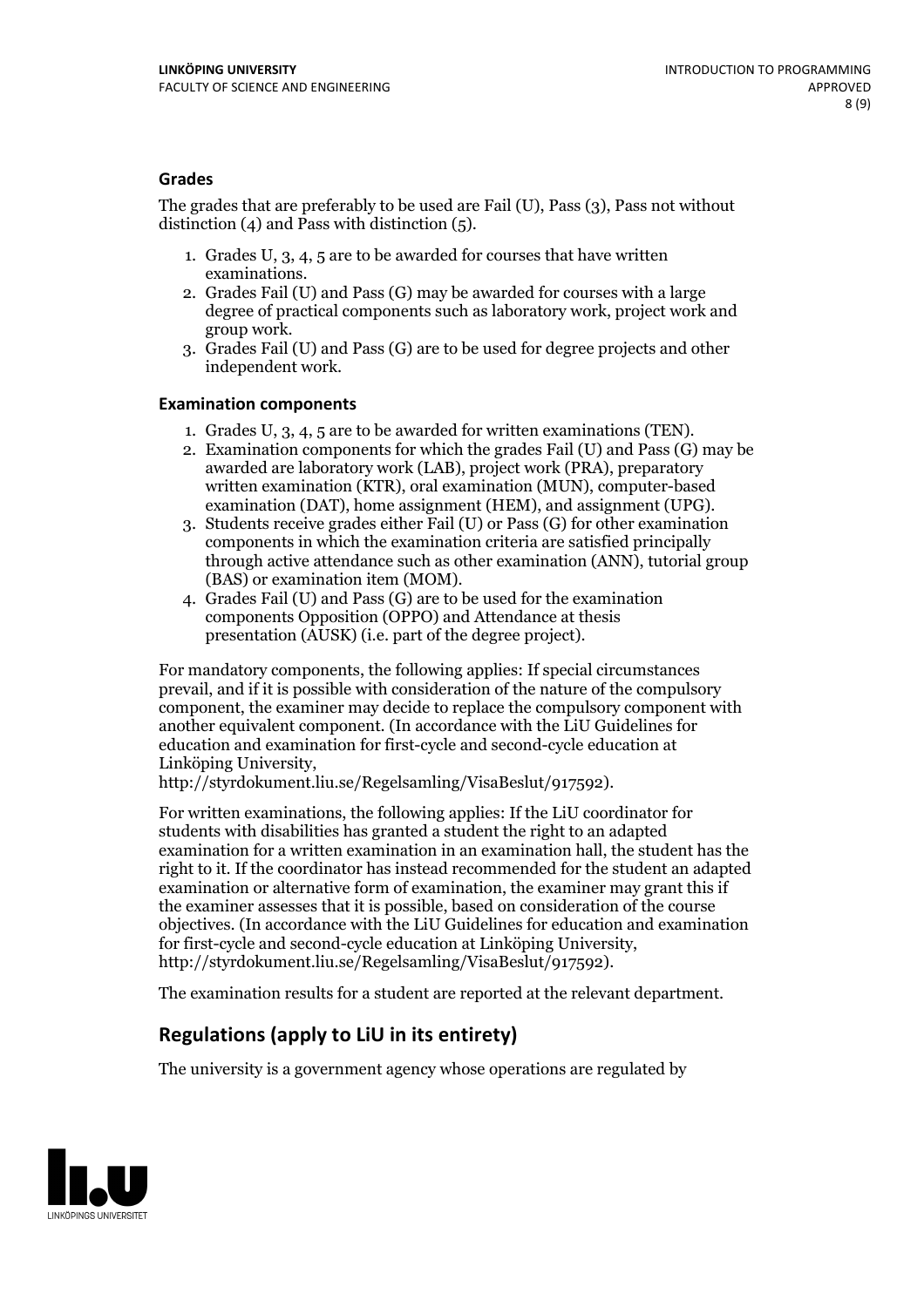### Grades

The grades that are preferably to be used are Fail (U), Pass (3), Pass not without distinction (4) and Pass with distinction (5).

1. Grades U, 3, 4, 5 are to be awarded for courses that have written examinations.
2. Grades Fail (U) and Pass (G) may be awarded for courses with a large degree of practical components such as laboratory work, project work and group work.
3. Grades Fail (U) and Pass (G) are to be used for degree projects and other independent work.

### Examination components

1. Grades U, 3, 4, 5 are to be awarded for written examinations (TEN).
2. Examination components for which the grades Fail (U) and Pass (G) may be awarded are laboratory work (LAB), project work (PRA), preparatory written examination (KTR), oral examination (MUN), computer-based examination (DAT), home assignment (HEM), and assignment (UPG).
3. Students receive grades either Fail (U) or Pass (G) for other examination components in which the examination criteria are satisfied principally through active attendance such as other examination (ANN), tutorial group (BAS) or examination item (MOM).
4. Grades Fail (U) and Pass (G) are to be used for the examination components Opposition (OPPO) and Attendance at thesis presentation (AUSK) (i.e. part of the degree project).

For mandatory components, the following applies: If special circumstances prevail, and if it is possible with consideration of the nature of the compulsory component, the examiner may decide to replace the compulsory component with another equivalent component. (In accordance with the LiU Guidelines for education and examination for first-cycle and second-cycle education at Linköping University, http://styrdokument.liu.se/Regelsamling/VisaBeslut/917592).

For written examinations, the following applies: If the LiU coordinator for students with disabilities has granted a student the right to an adapted examination for a written examination in an examination hall, the student has the right to it. If the coordinator has instead recommended for the student an adapted examination or alternative form of examination, the examiner may grant this if the examiner assesses that it is possible, based on consideration of the course objectives. (In accordance with the LiU Guidelines for education and examination for first-cycle and second-cycle education at Linköping University, http://styrdokument.liu.se/Regelsamling/VisaBeslut/917592).

The examination results for a student are reported at the relevant department.

## Regulations (apply to LiU in its entirety)

The university is a government agency whose operations are regulated by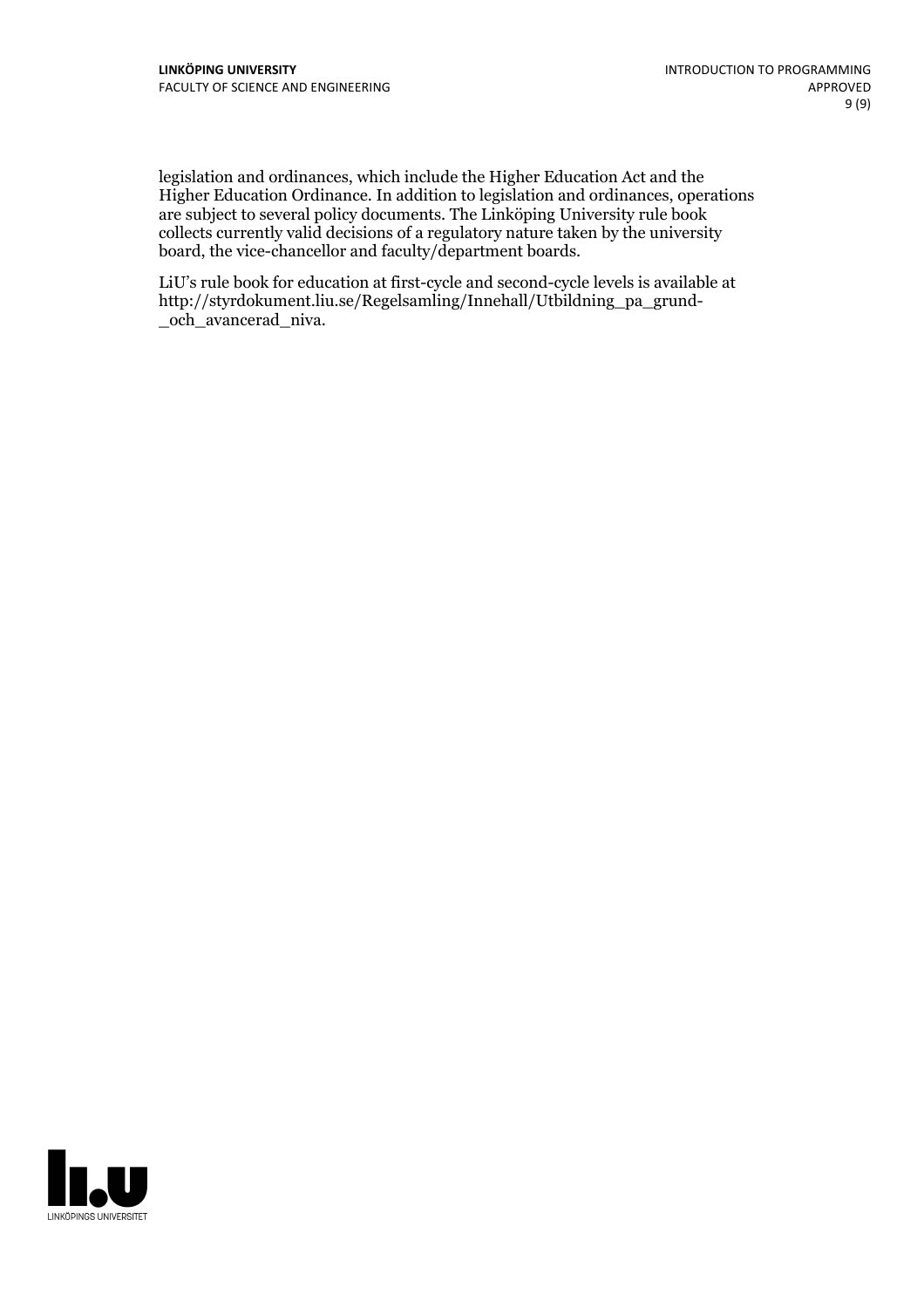legislation and ordinances, which include the Higher Education Act and the Higher Education Ordinance. In addition to legislation and ordinances, operations are subject to several policy documents. The Linköping University rule book collects currently valid decisions of a regulatory nature taken by the university board, the vice-chancellor and faculty/department boards.

LiU's rule book for education at first-cycle and second-cycle levels is available at http://styrdokument.liu.se/Regelsamling/Innehall/Utbildning_pa_grund-_och_avancerad_niva.